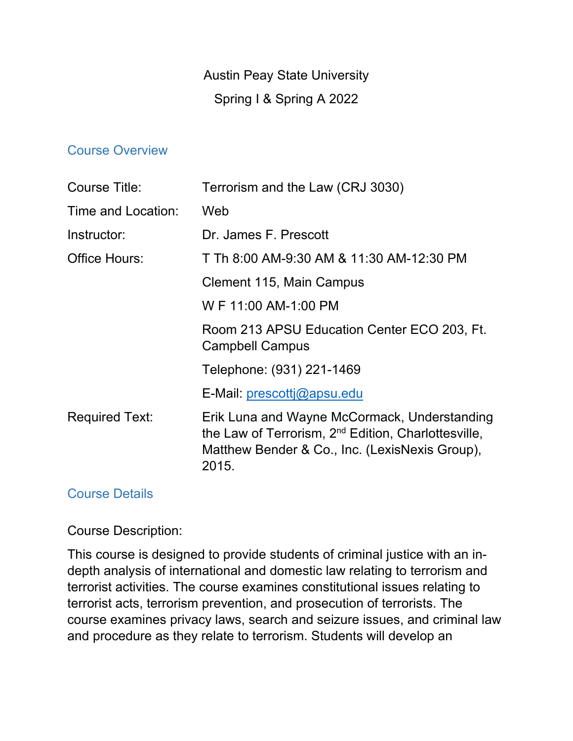Austin Peay State University

Spring I & Spring A 2022

## Course Overview

| | |
|---|---|
| Course Title: | Terrorism and the Law (CRJ 3030) |
| Time and Location: | Web |
| Instructor: | Dr. James F. Prescott |
| Office Hours: | T Th 8:00 AM-9:30 AM & 11:30 AM-12:30 PM |
| | Clement 115, Main Campus |
| | W F 11:00 AM-1:00 PM |
| | Room 213 APSU Education Center ECO 203, Ft. Campbell Campus |
| | Telephone: (931) 221-1469 |
| | E-Mail: prescottj@apsu.edu |
| Required Text: | Erik Luna and Wayne McCormack, Understanding the Law of Terrorism, 2nd Edition, Charlottesville, Matthew Bender & Co., Inc. (LexisNexis Group), 2015. |

## Course Details

Course Description:

This course is designed to provide students of criminal justice with an in-depth analysis of international and domestic law relating to terrorism and terrorist activities. The course examines constitutional issues relating to terrorist acts, terrorism prevention, and prosecution of terrorists. The course examines privacy laws, search and seizure issues, and criminal law and procedure as they relate to terrorism. Students will develop an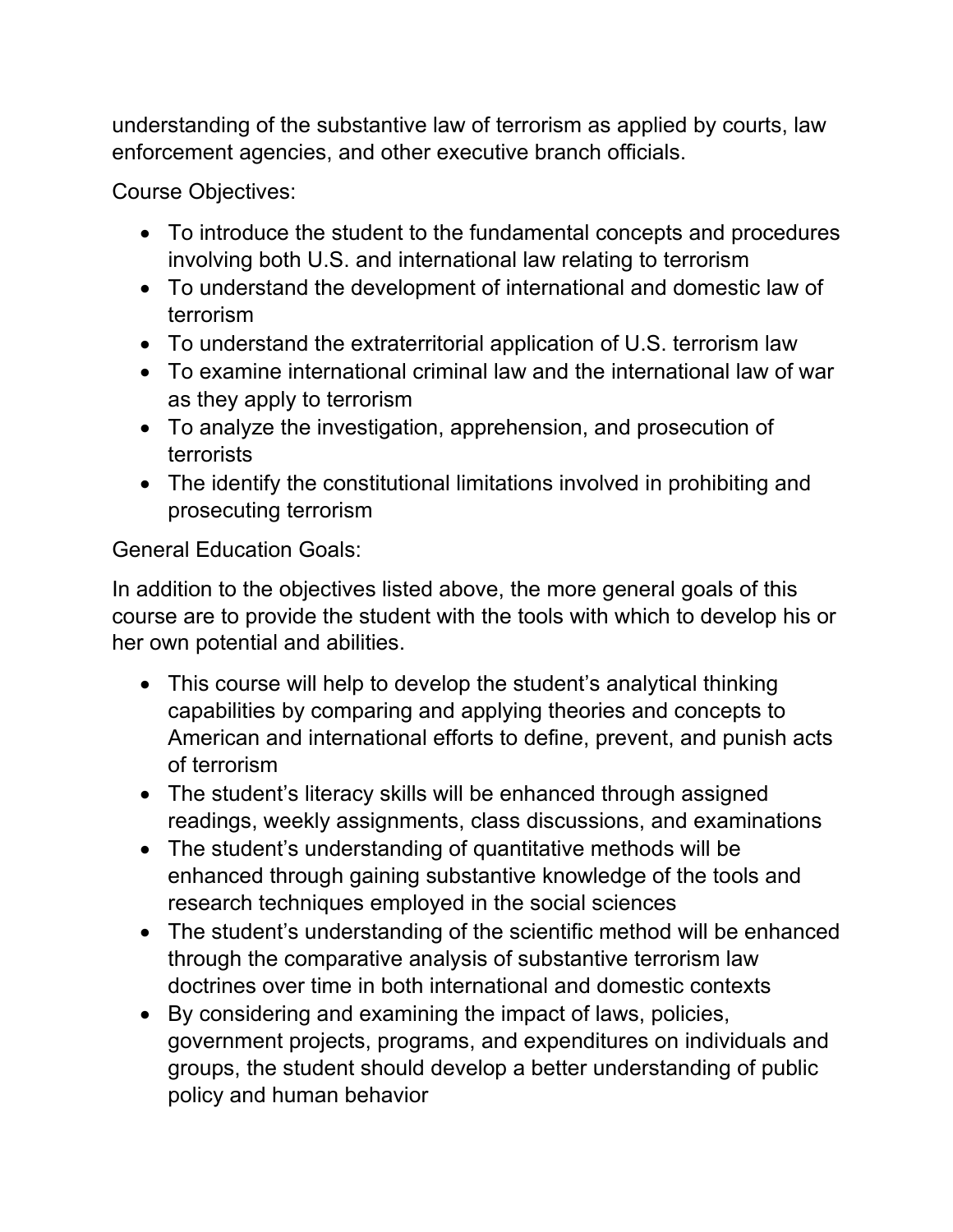understanding of the substantive law of terrorism as applied by courts, law enforcement agencies, and other executive branch officials.

Course Objectives:

- To introduce the student to the fundamental concepts and procedures involving both U.S. and international law relating to terrorism
- To understand the development of international and domestic law of terrorism
- To understand the extraterritorial application of U.S. terrorism law
- To examine international criminal law and the international law of war as they apply to terrorism
- To analyze the investigation, apprehension, and prosecution of terrorists
- The identify the constitutional limitations involved in prohibiting and prosecuting terrorism

General Education Goals:

In addition to the objectives listed above, the more general goals of this course are to provide the student with the tools with which to develop his or her own potential and abilities.

- This course will help to develop the student's analytical thinking capabilities by comparing and applying theories and concepts to American and international efforts to define, prevent, and punish acts of terrorism
- The student's literacy skills will be enhanced through assigned readings, weekly assignments, class discussions, and examinations
- The student's understanding of quantitative methods will be enhanced through gaining substantive knowledge of the tools and research techniques employed in the social sciences
- The student's understanding of the scientific method will be enhanced through the comparative analysis of substantive terrorism law doctrines over time in both international and domestic contexts
- By considering and examining the impact of laws, policies, government projects, programs, and expenditures on individuals and groups, the student should develop a better understanding of public policy and human behavior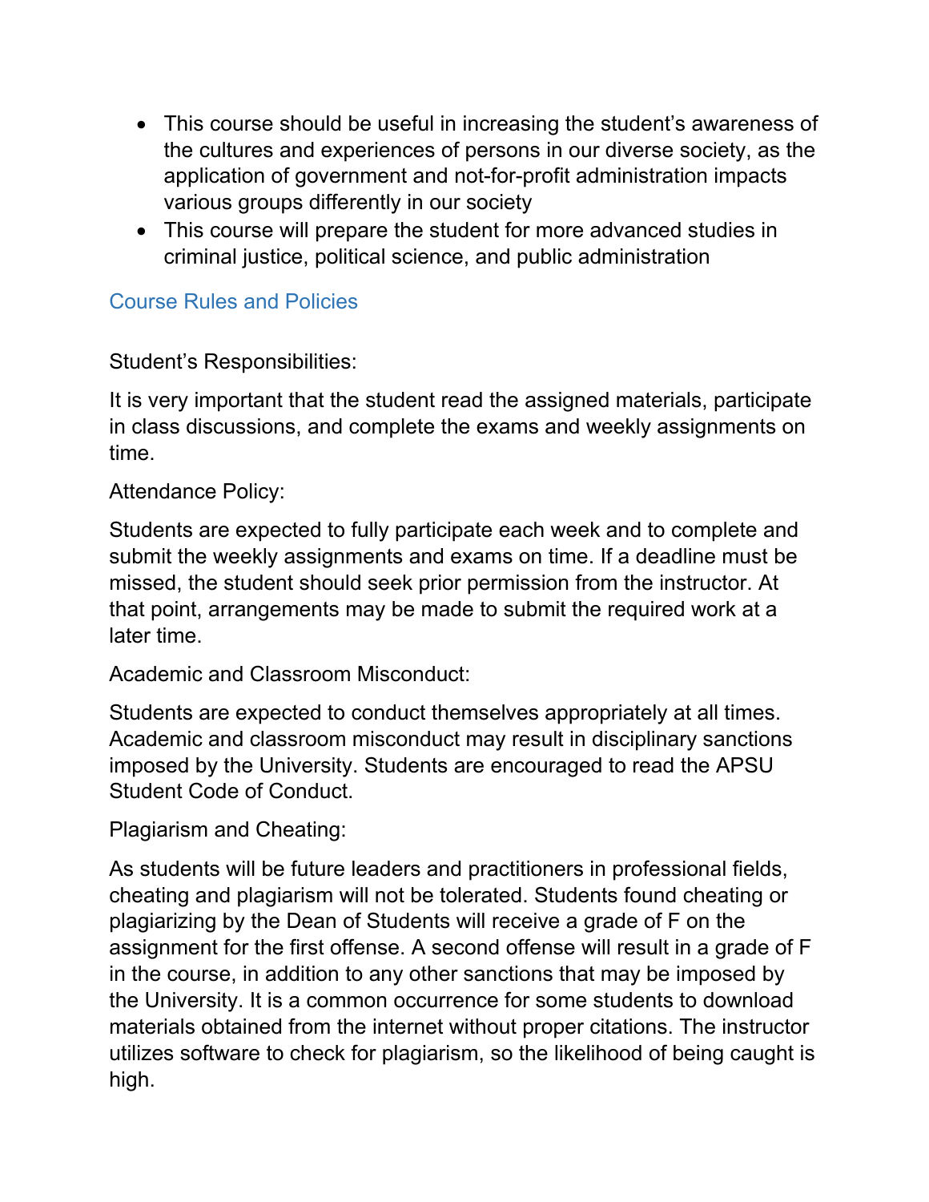- This course should be useful in increasing the student's awareness of the cultures and experiences of persons in our diverse society, as the application of government and not-for-profit administration impacts various groups differently in our society
- This course will prepare the student for more advanced studies in criminal justice, political science, and public administration

## Course Rules and Policies

Student's Responsibilities:

It is very important that the student read the assigned materials, participate in class discussions, and complete the exams and weekly assignments on time.

Attendance Policy:

Students are expected to fully participate each week and to complete and submit the weekly assignments and exams on time. If a deadline must be missed, the student should seek prior permission from the instructor. At that point, arrangements may be made to submit the required work at a later time.

Academic and Classroom Misconduct:

Students are expected to conduct themselves appropriately at all times. Academic and classroom misconduct may result in disciplinary sanctions imposed by the University. Students are encouraged to read the APSU Student Code of Conduct.

Plagiarism and Cheating:

As students will be future leaders and practitioners in professional fields, cheating and plagiarism will not be tolerated. Students found cheating or plagiarizing by the Dean of Students will receive a grade of F on the assignment for the first offense. A second offense will result in a grade of F in the course, in addition to any other sanctions that may be imposed by the University. It is a common occurrence for some students to download materials obtained from the internet without proper citations. The instructor utilizes software to check for plagiarism, so the likelihood of being caught is high.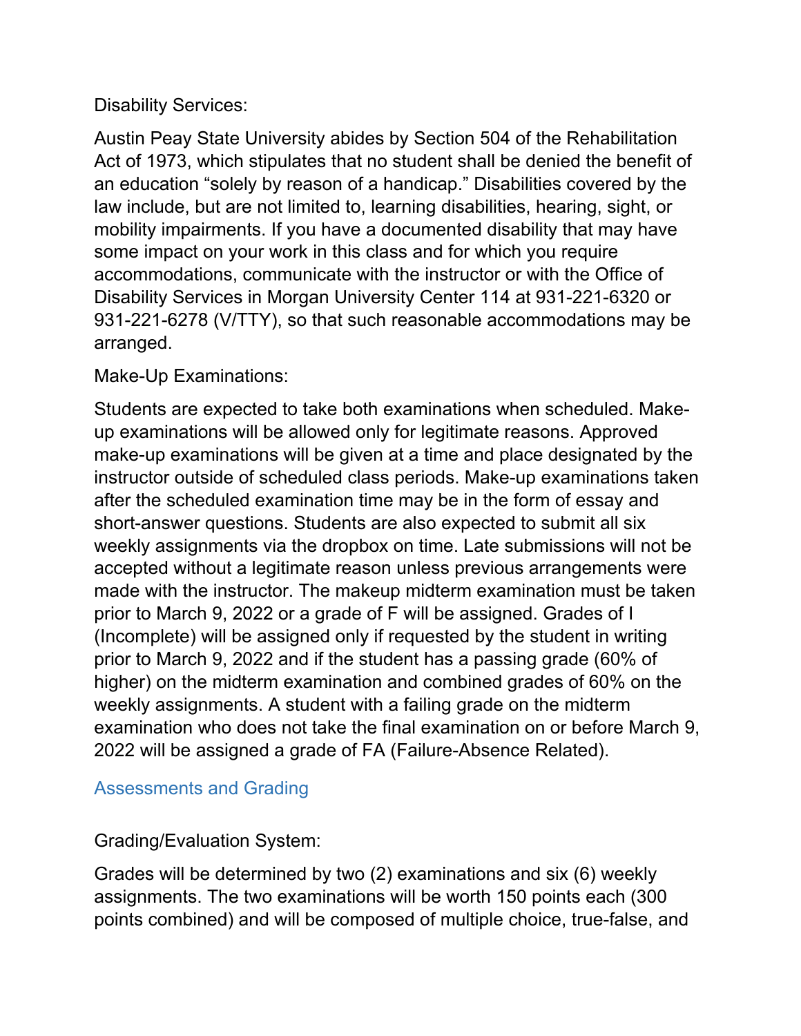Disability Services:

Austin Peay State University abides by Section 504 of the Rehabilitation Act of 1973, which stipulates that no student shall be denied the benefit of an education "solely by reason of a handicap." Disabilities covered by the law include, but are not limited to, learning disabilities, hearing, sight, or mobility impairments. If you have a documented disability that may have some impact on your work in this class and for which you require accommodations, communicate with the instructor or with the Office of Disability Services in Morgan University Center 114 at 931-221-6320 or 931-221-6278 (V/TTY), so that such reasonable accommodations may be arranged.

Make-Up Examinations:

Students are expected to take both examinations when scheduled. Make-up examinations will be allowed only for legitimate reasons. Approved make-up examinations will be given at a time and place designated by the instructor outside of scheduled class periods. Make-up examinations taken after the scheduled examination time may be in the form of essay and short-answer questions. Students are also expected to submit all six weekly assignments via the dropbox on time. Late submissions will not be accepted without a legitimate reason unless previous arrangements were made with the instructor. The makeup midterm examination must be taken prior to March 9, 2022 or a grade of F will be assigned. Grades of I (Incomplete) will be assigned only if requested by the student in writing prior to March 9, 2022 and if the student has a passing grade (60% of higher) on the midterm examination and combined grades of 60% on the weekly assignments. A student with a failing grade on the midterm examination who does not take the final examination on or before March 9, 2022 will be assigned a grade of FA (Failure-Absence Related).

## Assessments and Grading

Grading/Evaluation System:

Grades will be determined by two (2) examinations and six (6) weekly assignments. The two examinations will be worth 150 points each (300 points combined) and will be composed of multiple choice, true-false, and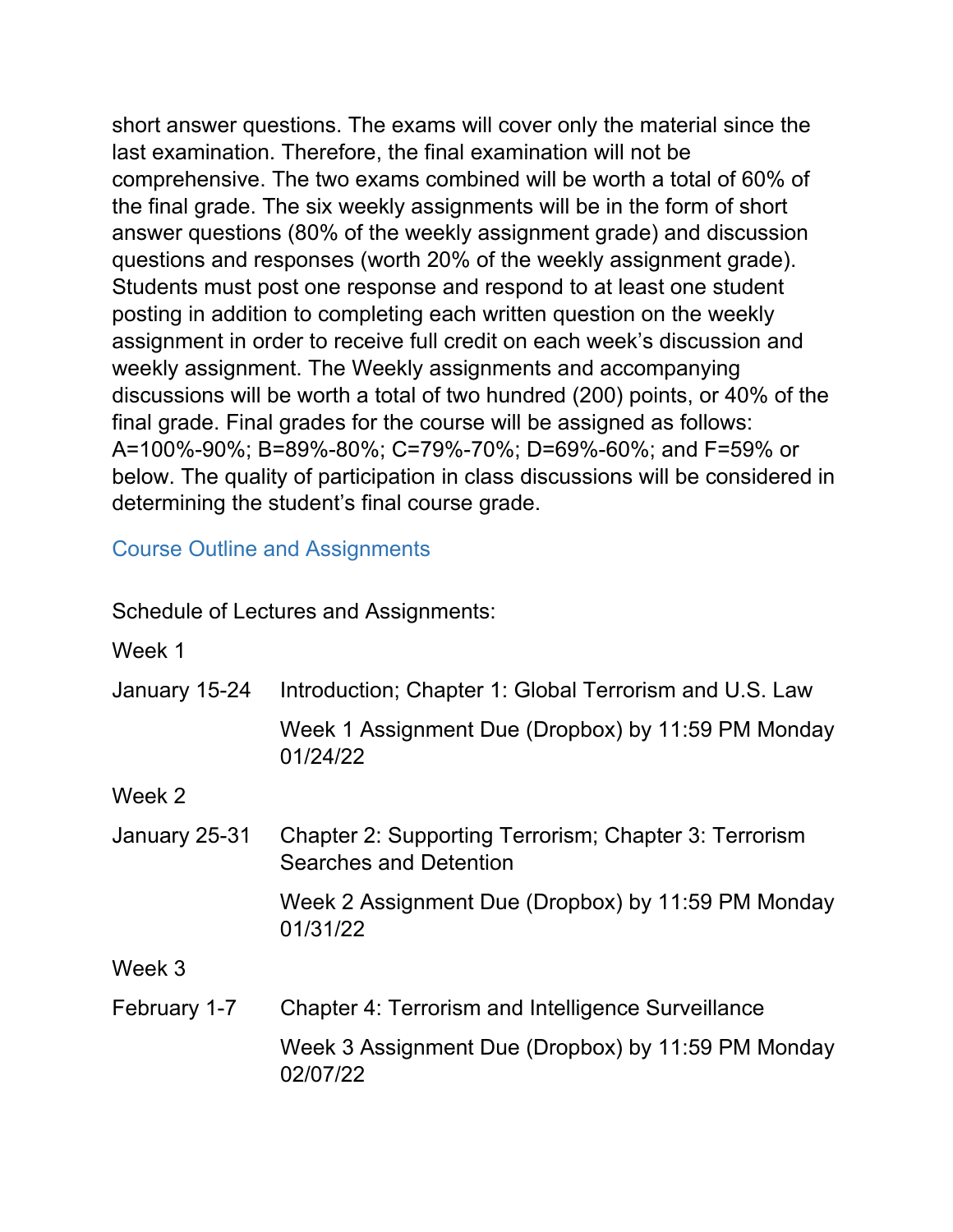short answer questions. The exams will cover only the material since the last examination. Therefore, the final examination will not be comprehensive. The two exams combined will be worth a total of 60% of the final grade. The six weekly assignments will be in the form of short answer questions (80% of the weekly assignment grade) and discussion questions and responses (worth 20% of the weekly assignment grade). Students must post one response and respond to at least one student posting in addition to completing each written question on the weekly assignment in order to receive full credit on each week's discussion and weekly assignment. The Weekly assignments and accompanying discussions will be worth a total of two hundred (200) points, or 40% of the final grade. Final grades for the course will be assigned as follows: A=100%-90%; B=89%-80%; C=79%-70%; D=69%-60%; and F=59% or below. The quality of participation in class discussions will be considered in determining the student's final course grade.

## Course Outline and Assignments

Schedule of Lectures and Assignments:

Week 1

| | |
|---|---|
| January 15-24 | Introduction; Chapter 1: Global Terrorism and U.S. Law |
| | Week 1 Assignment Due (Dropbox) by 11:59 PM Monday 01/24/22 |

Week 2

| | |
|---|---|
| January 25-31 | Chapter 2: Supporting Terrorism; Chapter 3: Terrorism Searches and Detention |
| | Week 2 Assignment Due (Dropbox) by 11:59 PM Monday 01/31/22 |

Week 3

| | |
|---|---|
| February 1-7 | Chapter 4: Terrorism and Intelligence Surveillance |
| | Week 3 Assignment Due (Dropbox) by 11:59 PM Monday 02/07/22 |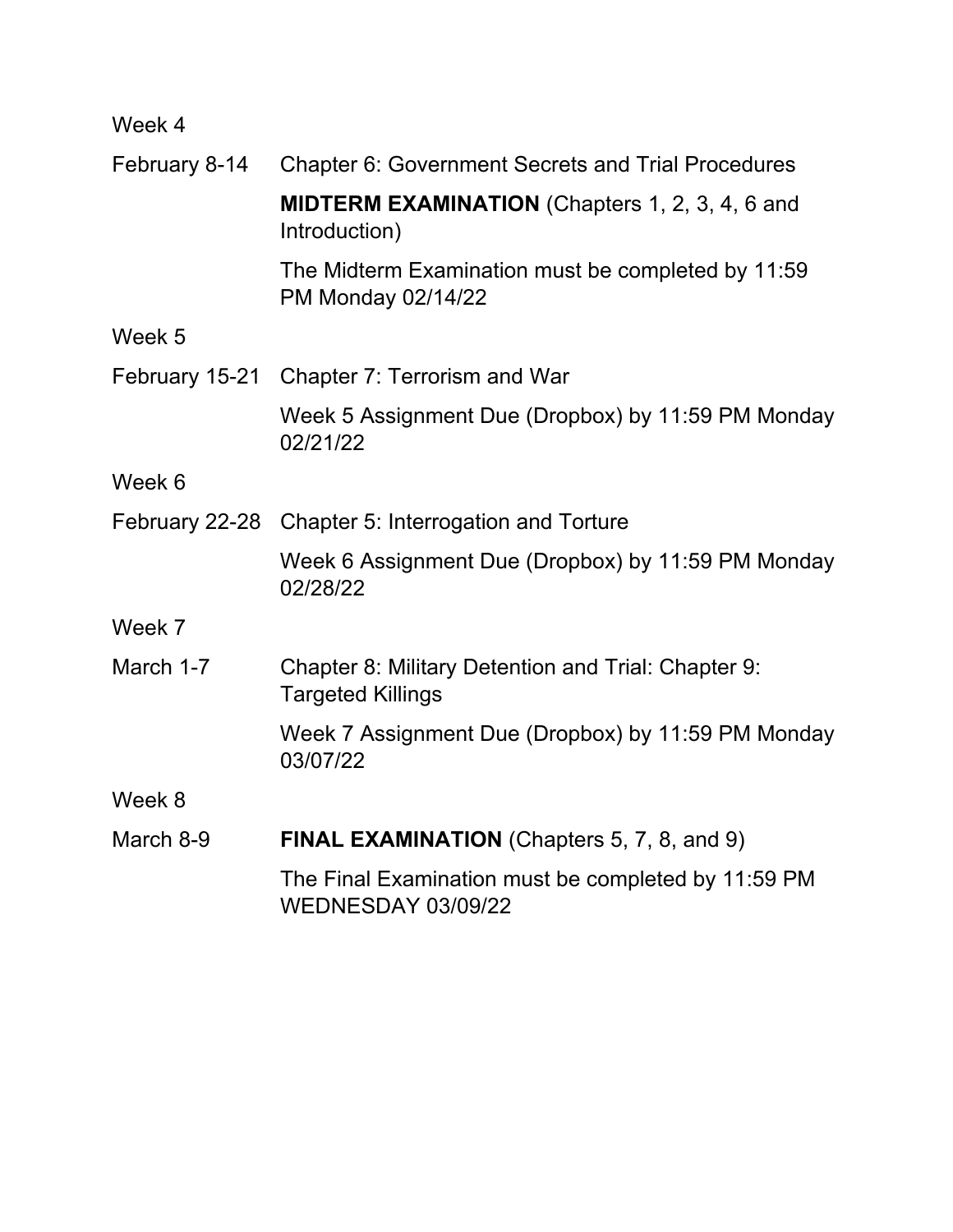Week 4

| | |
|---|---|
| February 8-14 | Chapter 6: Government Secrets and Trial Procedures |
| | **MIDTERM EXAMINATION** (Chapters 1, 2, 3, 4, 6 and Introduction) |
| | The Midterm Examination must be completed by 11:59 PM Monday 02/14/22 |

Week 5

| | |
|---|---|
| February 15-21 | Chapter 7: Terrorism and War |
| | Week 5 Assignment Due (Dropbox) by 11:59 PM Monday 02/21/22 |

Week 6

| | |
|---|---|
| February 22-28 | Chapter 5: Interrogation and Torture |
| | Week 6 Assignment Due (Dropbox) by 11:59 PM Monday 02/28/22 |

Week 7

| | |
|---|---|
| March 1-7 | Chapter 8: Military Detention and Trial: Chapter 9: Targeted Killings |
| | Week 7 Assignment Due (Dropbox) by 11:59 PM Monday 03/07/22 |

Week 8

| | |
|---|---|
| March 8-9 | **FINAL EXAMINATION** (Chapters 5, 7, 8, and 9) |
| | The Final Examination must be completed by 11:59 PM WEDNESDAY 03/09/22 |